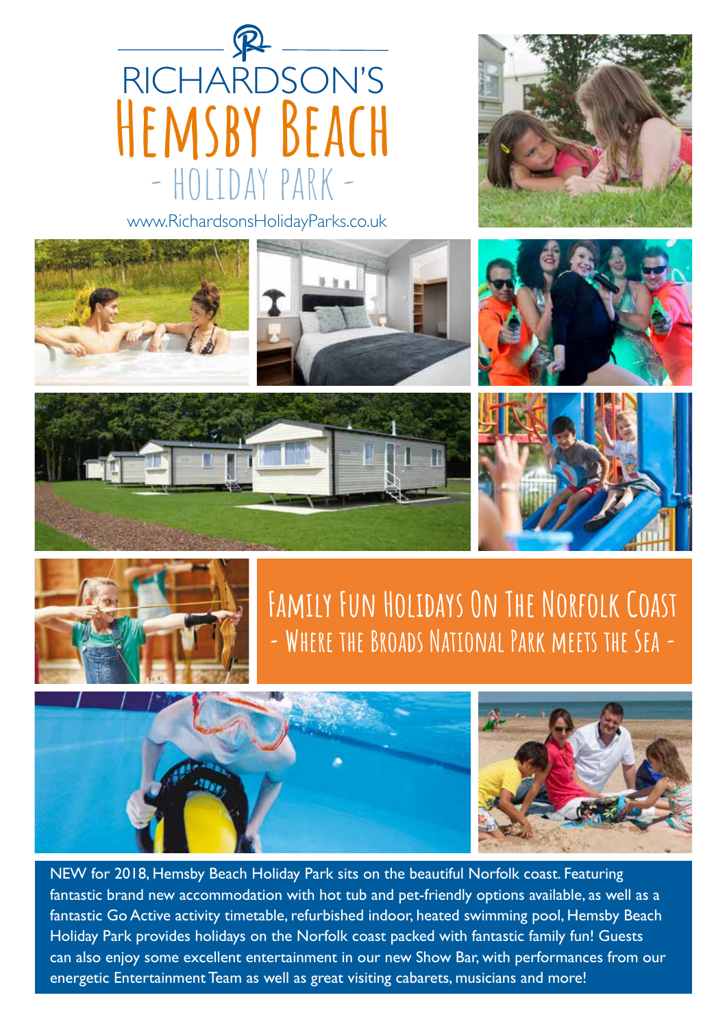# RICHARDSON'S HEMSBY BEACH

## - HOLIDAY PARK -

www.RichardsonsHolidayParks.co.uk

## Family Fun Holidays On The Norfolk Coast

### - Where the Broads National Park meets the Sea -

NEW for 2018, Hemsby Beach Holiday Park sits on the beautiful Norfolk coast. Featuring fantastic brand new accommodation with hot tub and pet-friendly options available, as well as a fantastic Go Active activity timetable, refurbished indoor, heated swimming pool, Hemsby Beach Holiday Park provides holidays on the Norfolk coast packed with fantastic family fun! Guests can also enjoy some excellent entertainment in our new Show Bar, with performances from our energetic Entertainment Team as well as great visiting cabarets, musicians and more!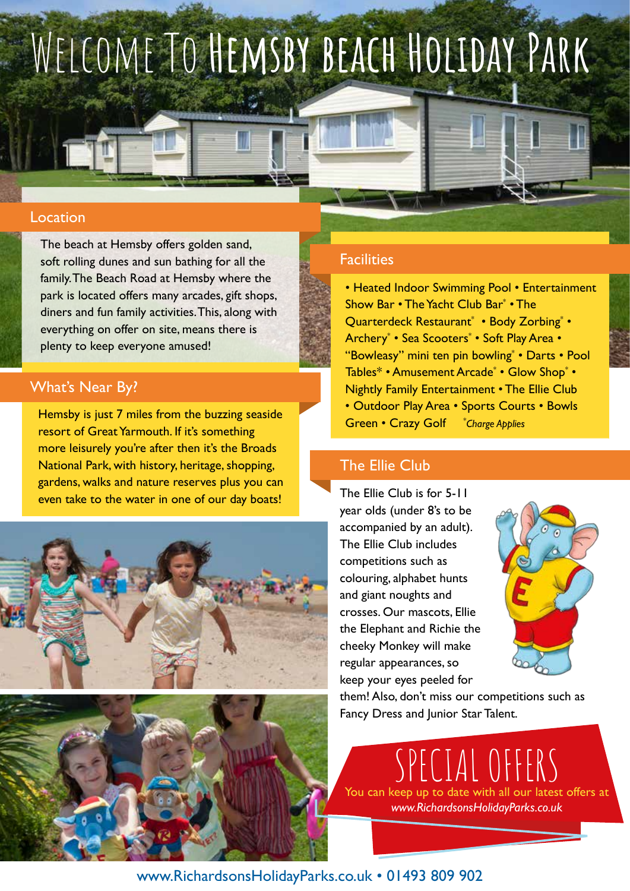# Welcome To Hemsby beach Holiday Park

## Location

The beach at Hemsby offers golden sand, soft rolling dunes and sun bathing for all the family. The Beach Road at Hemsby where the park is located offers many arcades, gift shops, diners and fun family activities. This, along with everything on offer on site, means there is plenty to keep everyone amused!

## What's Near By?

Hemsby is just 7 miles from the buzzing seaside resort of Great Yarmouth. If it's something more leisurely you're after then it's the Broads National Park, with history, heritage, shopping, gardens, walks and nature reserves plus you can even take to the water in one of our day boats!

## Facilities

• Heated Indoor Swimming Pool • Entertainment Show Bar • The Yacht Club Bar* • The Quarterdeck Restaurant* • Body Zorbing* • Archery* • Sea Scooters* • Soft Play Area • "Bowleasy" mini ten pin bowling* • Darts • Pool Tables* • Amusement Arcade* • Glow Shop* • Nightly Family Entertainment • The Ellie Club • Outdoor Play Area • Sports Courts • Bowls Green • Crazy Golf *\*Charge Applies*

## The Ellie Club

The Ellie Club is for 5-11 year olds (under 8's to be accompanied by an adult). The Ellie Club includes competitions such as colouring, alphabet hunts and giant noughts and crosses. Our mascots, Ellie the Elephant and Richie the cheeky Monkey will make regular appearances, so keep your eyes peeled for them! Also, don't miss our competitions such as Fancy Dress and Junior Star Talent.

## Special Offers

You can keep up to date with all our latest offers at *www.RichardsonsHolidayParks.co.uk*

www.RichardsonsHolidayParks.co.uk • 01493 809 902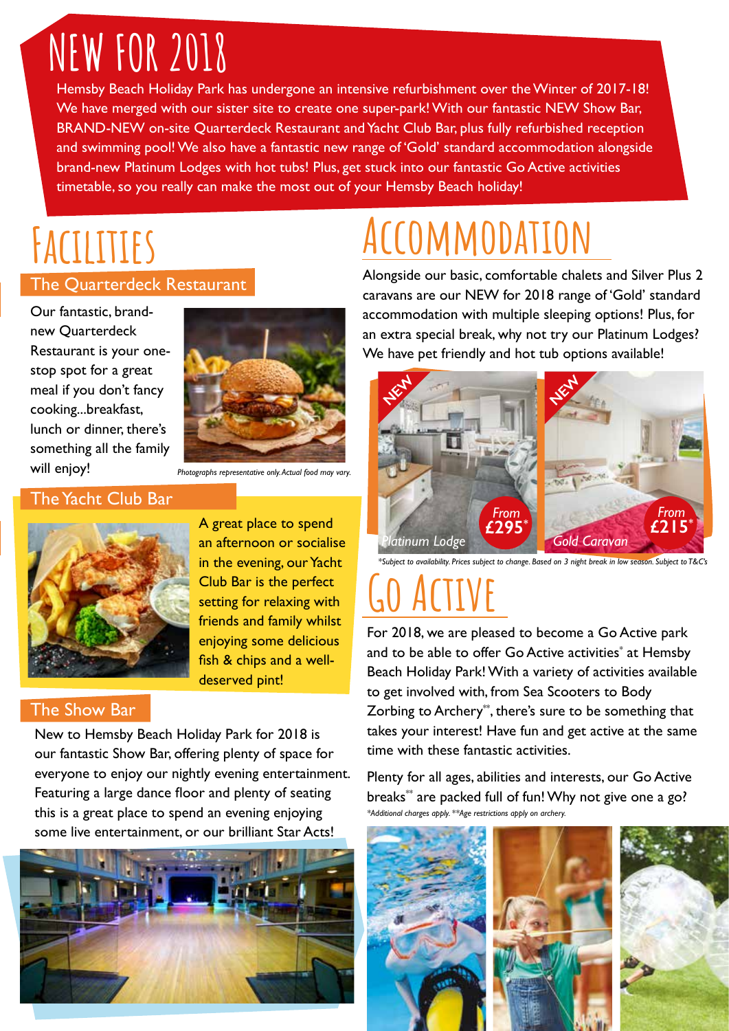# NEW FOR 2018

Hemsby Beach Holiday Park has undergone an intensive refurbishment over the Winter of 2017-18! We have merged with our sister site to create one super-park! With our fantastic NEW Show Bar, BRAND-NEW on-site Quarterdeck Restaurant and Yacht Club Bar, plus fully refurbished reception and swimming pool! We also have a fantastic new range of 'Gold' standard accommodation alongside brand-new Platinum Lodges with hot tubs! Plus, get stuck into our fantastic Go Active activities timetable, so you really can make the most out of your Hemsby Beach holiday!

# FACILITIES

## The Quarterdeck Restaurant

Our fantastic, brand-new Quarterdeck Restaurant is your one-stop spot for a great meal if you don't fancy cooking...breakfast, lunch or dinner, there's something all the family will enjoy!

*Photographs representative only. Actual food may vary.*

## The Yacht Club Bar

A great place to spend an afternoon or socialise in the evening, our Yacht Club Bar is the perfect setting for relaxing with friends and family whilst enjoying some delicious fish & chips and a well-deserved pint!

## The Show Bar

New to Hemsby Beach Holiday Park for 2018 is our fantastic Show Bar, offering plenty of space for everyone to enjoy our nightly evening entertainment. Featuring a large dance floor and plenty of seating this is a great place to spend an evening enjoying some live entertainment, or our brilliant Star Acts!

# ACCOMMODATION

Alongside our basic, comfortable chalets and Silver Plus 2 caravans are our NEW for 2018 range of 'Gold' standard accommodation with multiple sleeping options! Plus, for an extra special break, why not try our Platinum Lodges? We have pet friendly and hot tub options available!

NEW — Platinum Lodge — From £295*

NEW — Gold Caravan — From £215*

*\*Subject to availability. Prices subject to change. Based on 3 night break in low season. Subject to T&C's*

# GO ACTIVE

For 2018, we are pleased to become a Go Active park and to be able to offer Go Active activities* at Hemsby Beach Holiday Park! With a variety of activities available to get involved with, from Sea Scooters to Body Zorbing to Archery**, there's sure to be something that takes your interest! Have fun and get active at the same time with these fantastic activities.

Plenty for all ages, abilities and interests, our Go Active breaks** are packed full of fun! Why not give one a go?

*\*Additional charges apply. \*\*Age restrictions apply on archery.*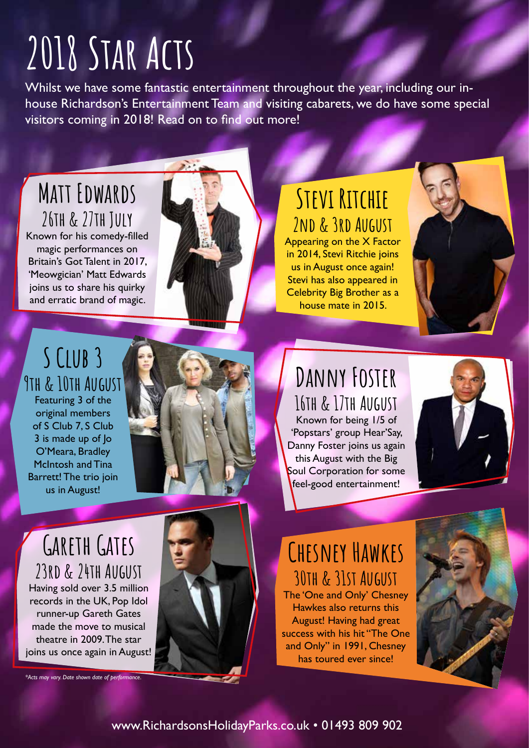# 2018 Star Acts

Whilst we have some fantastic entertainment throughout the year, including our in-house Richardson's Entertainment Team and visiting cabarets, we do have some special visitors coming in 2018! Read on to find out more!

## Matt Edwards

### 26th & 27th July

Known for his comedy-filled magic performances on Britain's Got Talent in 2017, 'Meowgician' Matt Edwards joins us to share his quirky and erratic brand of magic.

## Stevi Ritchie

### 2nd & 3rd August

Appearing on the X Factor in 2014, Stevi Ritchie joins us in August once again! Stevi has also appeared in Celebrity Big Brother as a house mate in 2015.

## S Club 3

### 9th & 10th August

Featuring 3 of the original members of S Club 7, S Club 3 is made up of Jo O'Meara, Bradley McIntosh and Tina Barrett! The trio join us in August!

## Danny Foster

### 16th & 17th August

Known for being 1/5 of 'Popstars' group Hear'Say, Danny Foster joins us again this August with the Big Soul Corporation for some feel-good entertainment!

## Gareth Gates

### 23rd & 24th August

Having sold over 3.5 million records in the UK, Pop Idol runner-up Gareth Gates made the move to musical theatre in 2009. The star joins us once again in August!

## Chesney Hawkes

### 30th & 31st August

The 'One and Only' Chesney Hawkes also returns this August! Having had great success with his hit "The One and Only" in 1991, Chesney has toured ever since!

*\*Acts may vary. Date shown date of performance.*

www.RichardsonsHolidayParks.co.uk • 01493 809 902